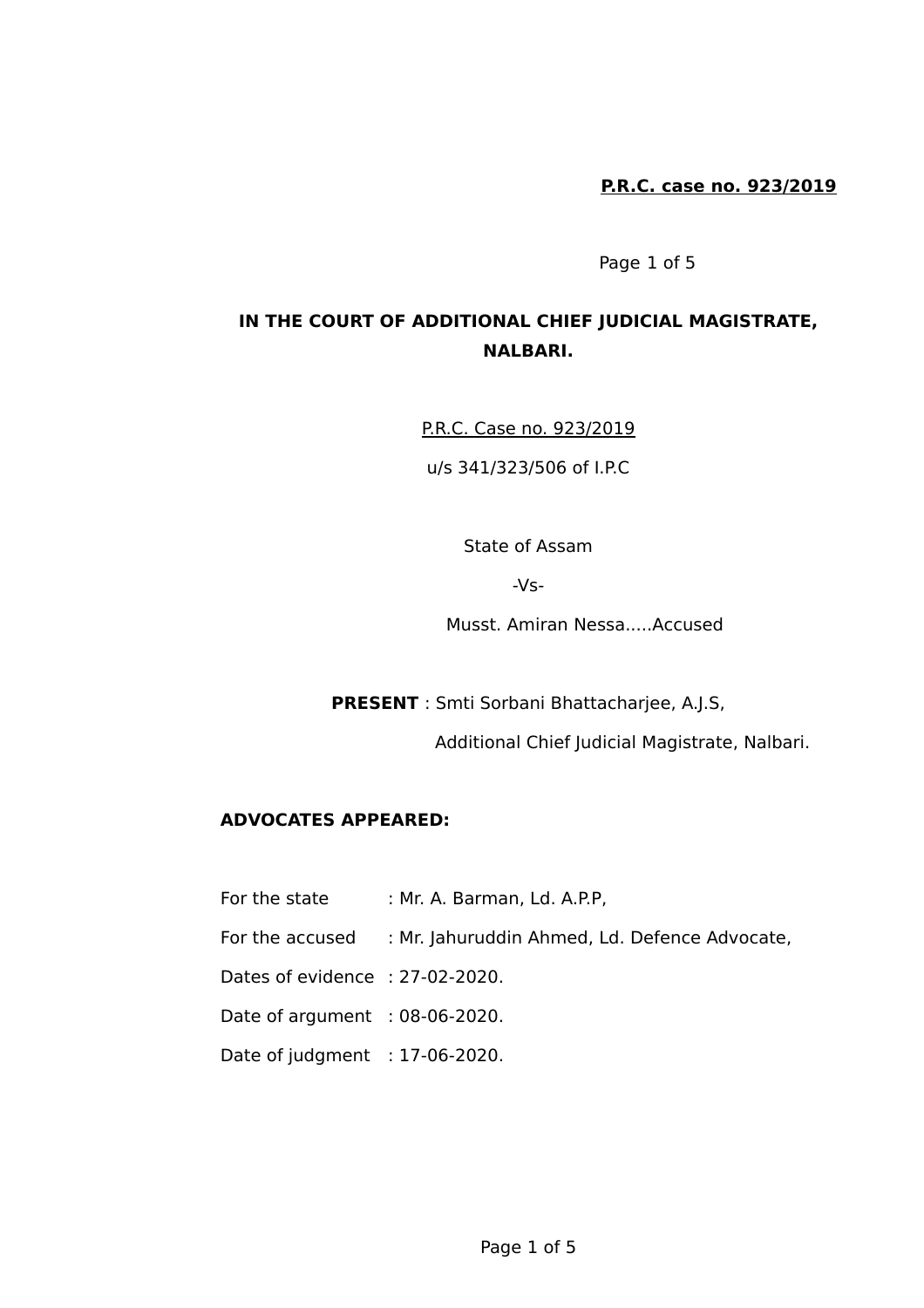**P.R.C. case no. 923/2019**

# IN THE COURT OF ADDITIONAL CHIEF JUDICIAL MAGISTRATE, NALBARI.

P.R.C. Case no. 923/2019

u/s 341/323/506 of I.P.C

State of Assam

-Vs-

Musst. Amiran Nessa.....Accused

**PRESENT** : Smti Sorbani Bhattacharjee, A.J.S,

Additional Chief Judicial Magistrate, Nalbari.

**ADVOCATES APPEARED:**

For the state : Mr. A. Barman, Ld. A.P.P,

For the accused : Mr. Jahuruddin Ahmed, Ld. Defence Advocate,

Dates of evidence : 27-02-2020.

Date of argument : 08-06-2020.

Date of judgment : 17-06-2020.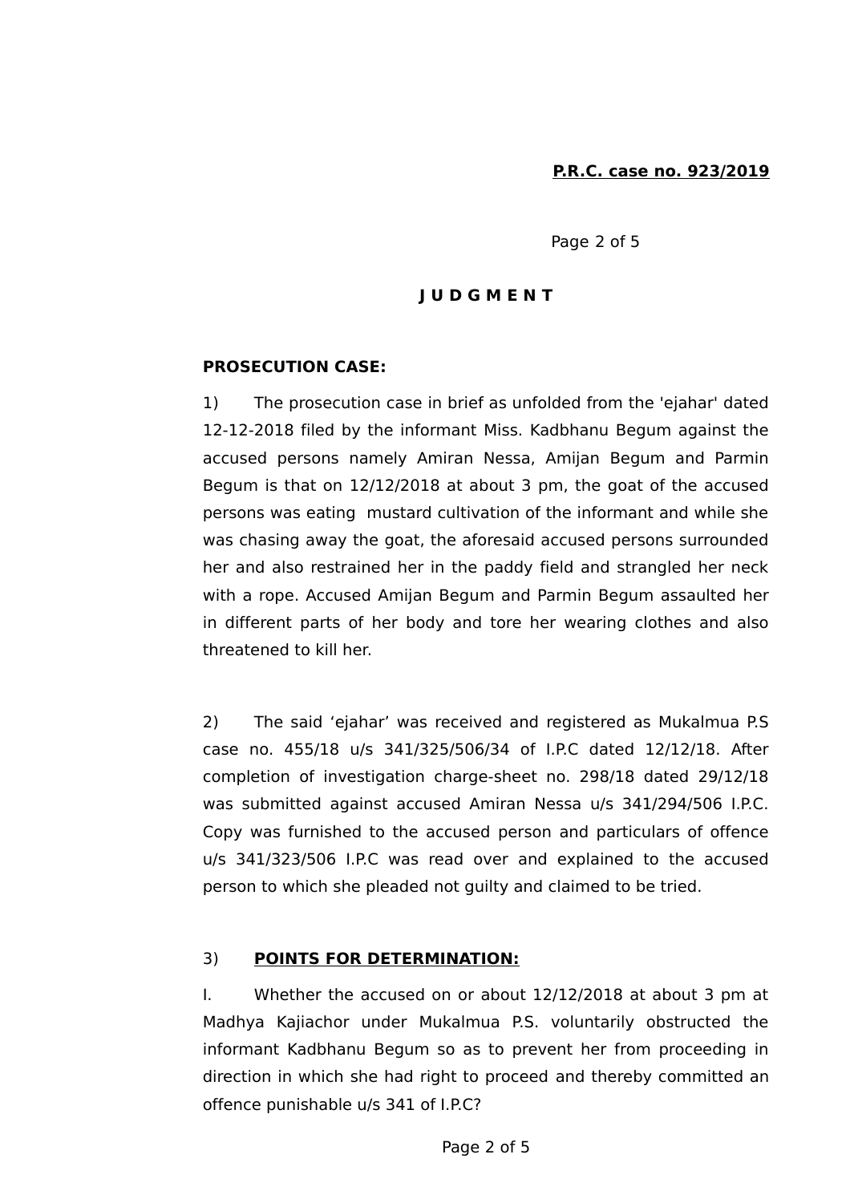**P.R.C. case no. 923/2019**

# J U D G M E N T

**PROSECUTION CASE:**

1) The prosecution case in brief as unfolded from the 'ejahar' dated 12-12-2018 filed by the informant Miss. Kadbhanu Begum against the accused persons namely Amiran Nessa, Amijan Begum and Parmin Begum is that on 12/12/2018 at about 3 pm, the goat of the accused persons was eating mustard cultivation of the informant and while she was chasing away the goat, the aforesaid accused persons surrounded her and also restrained her in the paddy field and strangled her neck with a rope. Accused Amijan Begum and Parmin Begum assaulted her in different parts of her body and tore her wearing clothes and also threatened to kill her.

2) The said 'ejahar' was received and registered as Mukalmua P.S case no. 455/18 u/s 341/325/506/34 of I.P.C dated 12/12/18. After completion of investigation charge-sheet no. 298/18 dated 29/12/18 was submitted against accused Amiran Nessa u/s 341/294/506 I.P.C. Copy was furnished to the accused person and particulars of offence u/s 341/323/506 I.P.C was read over and explained to the accused person to which she pleaded not guilty and claimed to be tried.

3) **POINTS FOR DETERMINATION:**

I. Whether the accused on or about 12/12/2018 at about 3 pm at Madhya Kajiachor under Mukalmua P.S. voluntarily obstructed the informant Kadbhanu Begum so as to prevent her from proceeding in direction in which she had right to proceed and thereby committed an offence punishable u/s 341 of I.P.C?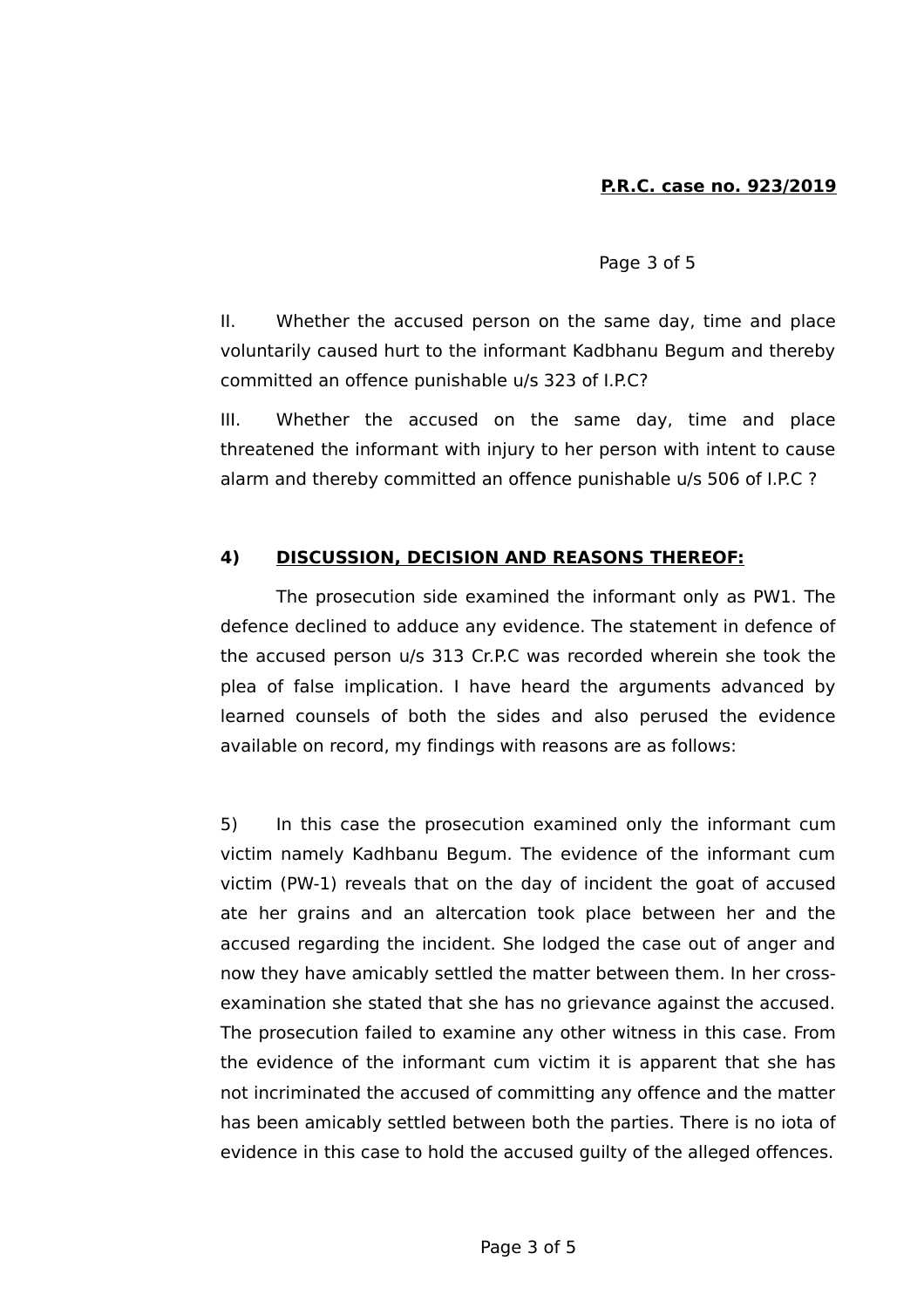II. Whether the accused person on the same day, time and place voluntarily caused hurt to the informant Kadbhanu Begum and thereby committed an offence punishable u/s 323 of I.P.C?

III. Whether the accused on the same day, time and place threatened the informant with injury to her person with intent to cause alarm and thereby committed an offence punishable u/s 506 of I.P.C ?

**4) DISCUSSION, DECISION AND REASONS THEREOF:**

The prosecution side examined the informant only as PW1. The defence declined to adduce any evidence. The statement in defence of the accused person u/s 313 Cr.P.C was recorded wherein she took the plea of false implication. I have heard the arguments advanced by learned counsels of both the sides and also perused the evidence available on record, my findings with reasons are as follows:

5) In this case the prosecution examined only the informant cum victim namely Kadhbanu Begum. The evidence of the informant cum victim (PW-1) reveals that on the day of incident the goat of accused ate her grains and an altercation took place between her and the accused regarding the incident. She lodged the case out of anger and now they have amicably settled the matter between them. In her cross-examination she stated that she has no grievance against the accused. The prosecution failed to examine any other witness in this case. From the evidence of the informant cum victim it is apparent that she has not incriminated the accused of committing any offence and the matter has been amicably settled between both the parties. There is no iota of evidence in this case to hold the accused guilty of the alleged offences.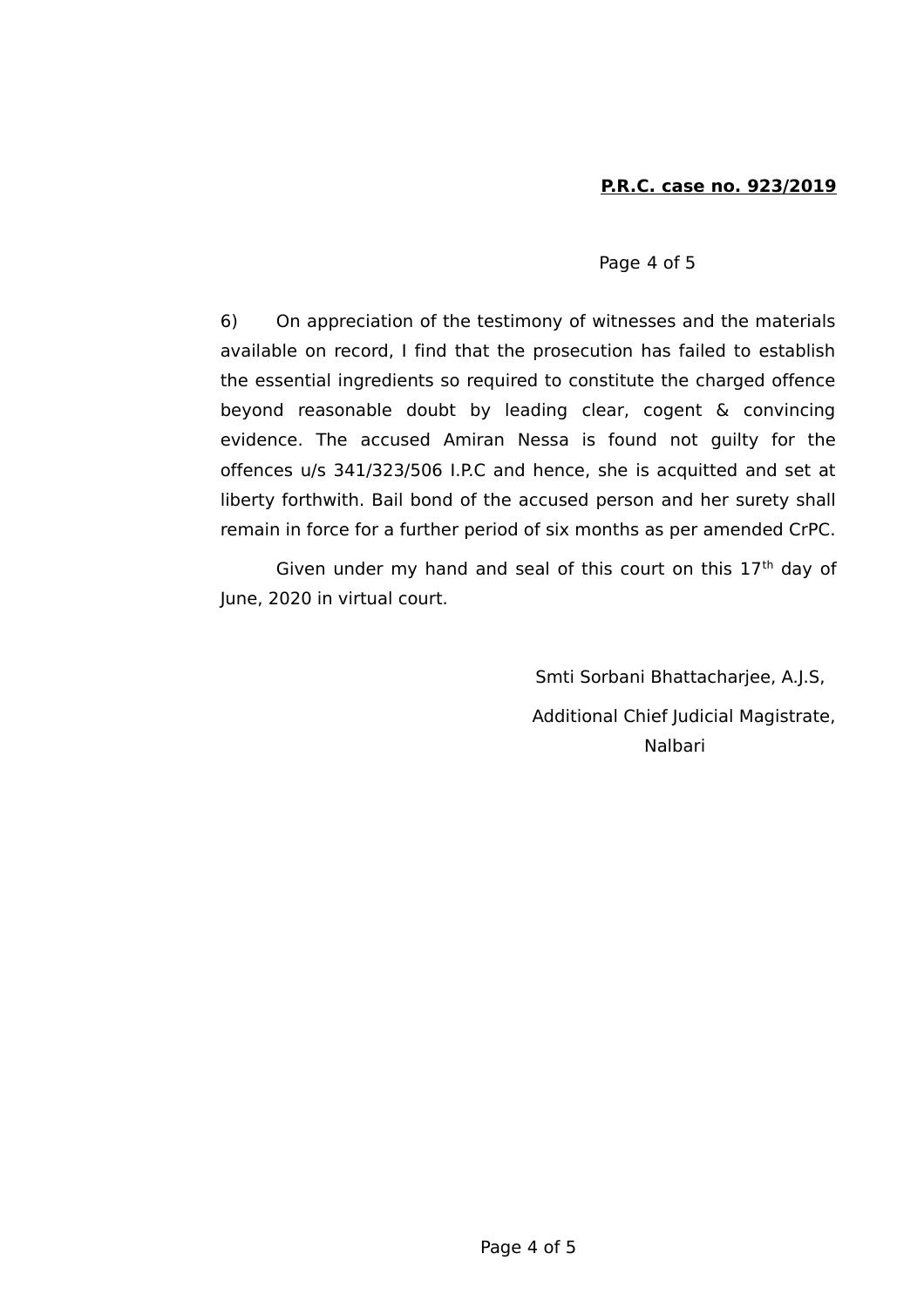6) On appreciation of the testimony of witnesses and the materials available on record, I find that the prosecution has failed to establish the essential ingredients so required to constitute the charged offence beyond reasonable doubt by leading clear, cogent & convincing evidence. The accused Amiran Nessa is found not guilty for the offences u/s 341/323/506 I.P.C and hence, she is acquitted and set at liberty forthwith. Bail bond of the accused person and her surety shall remain in force for a further period of six months as per amended CrPC.

Given under my hand and seal of this court on this 17th day of June, 2020 in virtual court.

Smti Sorbani Bhattacharjee, A.J.S,

Additional Chief Judicial Magistrate,

Nalbari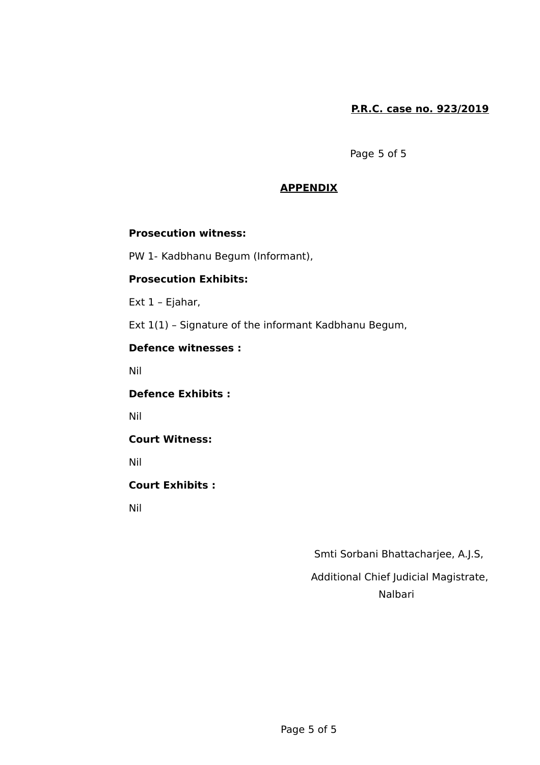## APPENDIX

**Prosecution witness:**

PW 1- Kadbhanu Begum (Informant),

**Prosecution Exhibits:**

Ext 1 – Ejahar,

Ext 1(1) – Signature of the informant Kadbhanu Begum,

**Defence witnesses :**

Nil

**Defence Exhibits :**

Nil

**Court Witness:**

Nil

**Court Exhibits :**

Nil

Smti Sorbani Bhattacharjee, A.J.S,

Additional Chief Judicial Magistrate,
Nalbari